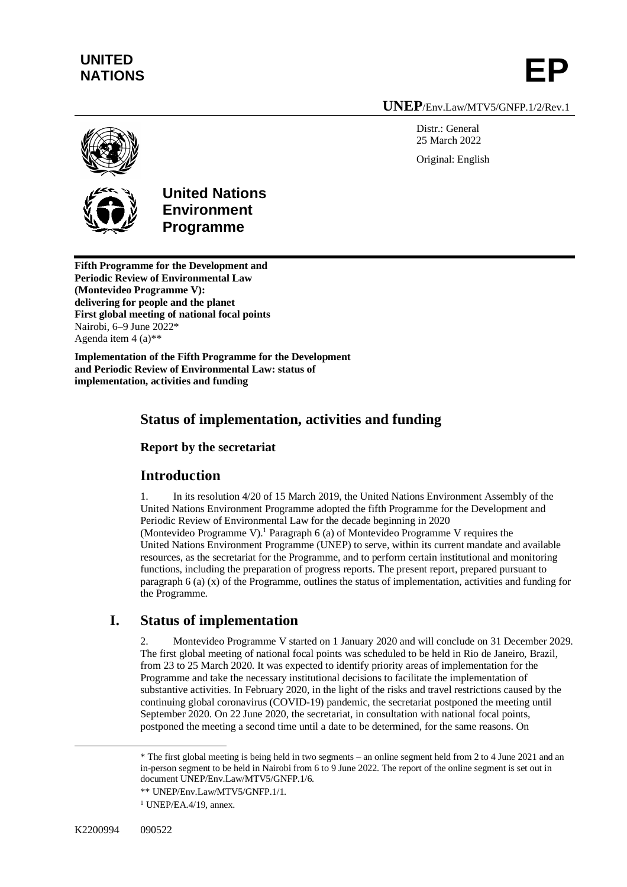**UNITED NATIONS**

# EP

**UNEP**/Env.Law/MTV5/GNFP.1/2/Rev.1

Distr.: General
25 March 2022

Original: English

**United Nations Environment Programme**

**Fifth Programme for the Development and Periodic Review of Environmental Law (Montevideo Programme V): delivering for people and the planet**
**First global meeting of national focal points**
Nairobi, 6–9 June 2022*
Agenda item 4 (a)**

**Implementation of the Fifth Programme for the Development and Periodic Review of Environmental Law: status of implementation, activities and funding**

## Status of implementation, activities and funding

### Report by the secretariat

## Introduction

1. In its resolution 4/20 of 15 March 2019, the United Nations Environment Assembly of the United Nations Environment Programme adopted the fifth Programme for the Development and Periodic Review of Environmental Law for the decade beginning in 2020 (Montevideo Programme V).[1] Paragraph 6 (a) of Montevideo Programme V requires the United Nations Environment Programme (UNEP) to serve, within its current mandate and available resources, as the secretariat for the Programme, and to perform certain institutional and monitoring functions, including the preparation of progress reports. The present report, prepared pursuant to paragraph 6 (a) (x) of the Programme, outlines the status of implementation, activities and funding for the Programme.

## I. Status of implementation

2. Montevideo Programme V started on 1 January 2020 and will conclude on 31 December 2029. The first global meeting of national focal points was scheduled to be held in Rio de Janeiro, Brazil, from 23 to 25 March 2020. It was expected to identify priority areas of implementation for the Programme and take the necessary institutional decisions to facilitate the implementation of substantive activities. In February 2020, in the light of the risks and travel restrictions caused by the continuing global coronavirus (COVID-19) pandemic, the secretariat postponed the meeting until September 2020. On 22 June 2020, the secretariat, in consultation with national focal points, postponed the meeting a second time until a date to be determined, for the same reasons. On

\* The first global meeting is being held in two segments – an online segment held from 2 to 4 June 2021 and an in-person segment to be held in Nairobi from 6 to 9 June 2022. The report of the online segment is set out in document UNEP/Env.Law/MTV5/GNFP.1/6.

\*\* UNEP/Env.Law/MTV5/GNFP.1/1.

[1] UNEP/EA.4/19, annex.

K2200994 090522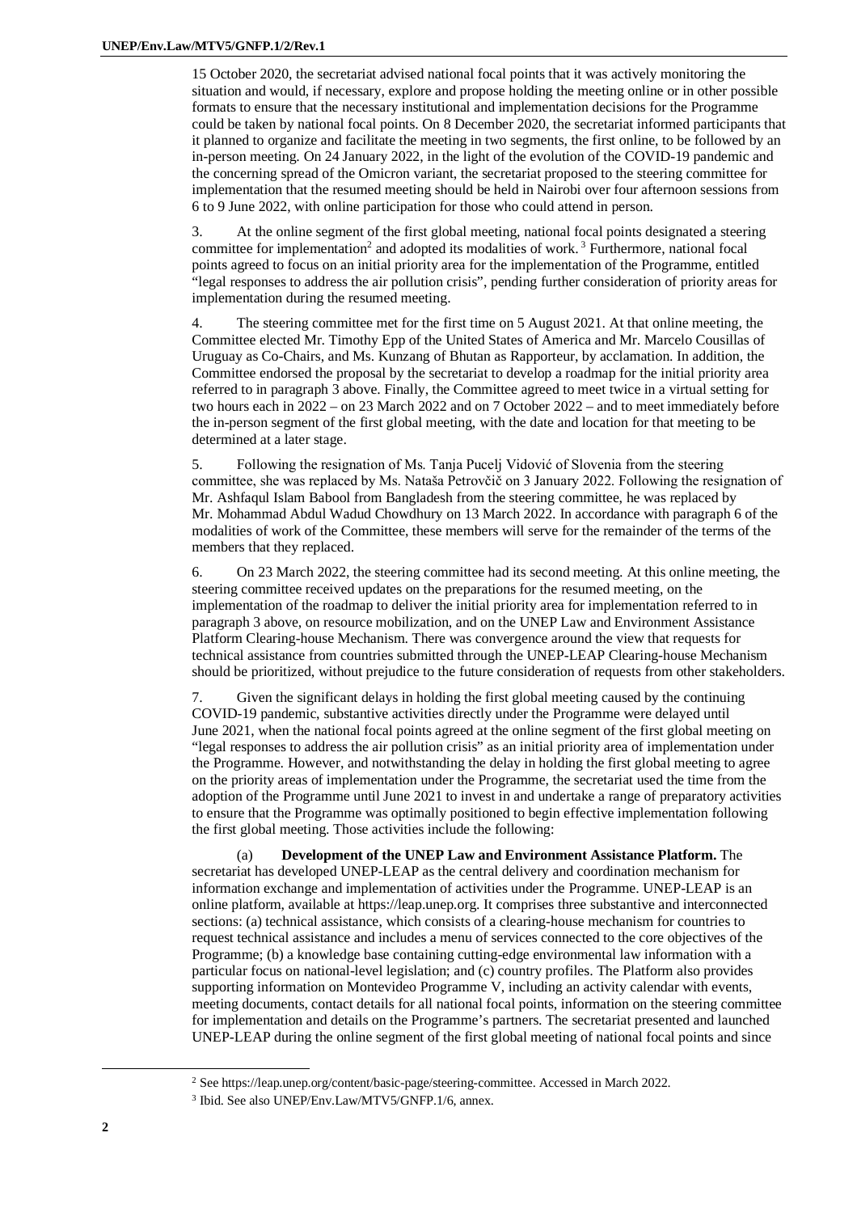15 October 2020, the secretariat advised national focal points that it was actively monitoring the situation and would, if necessary, explore and propose holding the meeting online or in other possible formats to ensure that the necessary institutional and implementation decisions for the Programme could be taken by national focal points. On 8 December 2020, the secretariat informed participants that it planned to organize and facilitate the meeting in two segments, the first online, to be followed by an in-person meeting. On 24 January 2022, in the light of the evolution of the COVID-19 pandemic and the concerning spread of the Omicron variant, the secretariat proposed to the steering committee for implementation that the resumed meeting should be held in Nairobi over four afternoon sessions from 6 to 9 June 2022, with online participation for those who could attend in person.

3. At the online segment of the first global meeting, national focal points designated a steering committee for implementation[2] and adopted its modalities of work.[3] Furthermore, national focal points agreed to focus on an initial priority area for the implementation of the Programme, entitled "legal responses to address the air pollution crisis", pending further consideration of priority areas for implementation during the resumed meeting.

4. The steering committee met for the first time on 5 August 2021. At that online meeting, the Committee elected Mr. Timothy Epp of the United States of America and Mr. Marcelo Cousillas of Uruguay as Co-Chairs, and Ms. Kunzang of Bhutan as Rapporteur, by acclamation. In addition, the Committee endorsed the proposal by the secretariat to develop a roadmap for the initial priority area referred to in paragraph 3 above. Finally, the Committee agreed to meet twice in a virtual setting for two hours each in 2022 – on 23 March 2022 and on 7 October 2022 – and to meet immediately before the in-person segment of the first global meeting, with the date and location for that meeting to be determined at a later stage.

5. Following the resignation of Ms. Tanja Pucelj Vidović of Slovenia from the steering committee, she was replaced by Ms. Nataša Petrovčič on 3 January 2022. Following the resignation of Mr. Ashfaqul Islam Babool from Bangladesh from the steering committee, he was replaced by Mr. Mohammad Abdul Wadud Chowdhury on 13 March 2022. In accordance with paragraph 6 of the modalities of work of the Committee, these members will serve for the remainder of the terms of the members that they replaced.

6. On 23 March 2022, the steering committee had its second meeting. At this online meeting, the steering committee received updates on the preparations for the resumed meeting, on the implementation of the roadmap to deliver the initial priority area for implementation referred to in paragraph 3 above, on resource mobilization, and on the UNEP Law and Environment Assistance Platform Clearing-house Mechanism. There was convergence around the view that requests for technical assistance from countries submitted through the UNEP-LEAP Clearing-house Mechanism should be prioritized, without prejudice to the future consideration of requests from other stakeholders.

7. Given the significant delays in holding the first global meeting caused by the continuing COVID-19 pandemic, substantive activities directly under the Programme were delayed until June 2021, when the national focal points agreed at the online segment of the first global meeting on "legal responses to address the air pollution crisis" as an initial priority area of implementation under the Programme. However, and notwithstanding the delay in holding the first global meeting to agree on the priority areas of implementation under the Programme, the secretariat used the time from the adoption of the Programme until June 2021 to invest in and undertake a range of preparatory activities to ensure that the Programme was optimally positioned to begin effective implementation following the first global meeting. Those activities include the following:

(a) **Development of the UNEP Law and Environment Assistance Platform.** The secretariat has developed UNEP-LEAP as the central delivery and coordination mechanism for information exchange and implementation of activities under the Programme. UNEP-LEAP is an online platform, available at https://leap.unep.org. It comprises three substantive and interconnected sections: (a) technical assistance, which consists of a clearing-house mechanism for countries to request technical assistance and includes a menu of services connected to the core objectives of the Programme; (b) a knowledge base containing cutting-edge environmental law information with a particular focus on national-level legislation; and (c) country profiles. The Platform also provides supporting information on Montevideo Programme V, including an activity calendar with events, meeting documents, contact details for all national focal points, information on the steering committee for implementation and details on the Programme's partners. The secretariat presented and launched UNEP-LEAP during the online segment of the first global meeting of national focal points and since

[2] See https://leap.unep.org/content/basic-page/steering-committee. Accessed in March 2022.

[3] Ibid. See also UNEP/Env.Law/MTV5/GNFP.1/6, annex.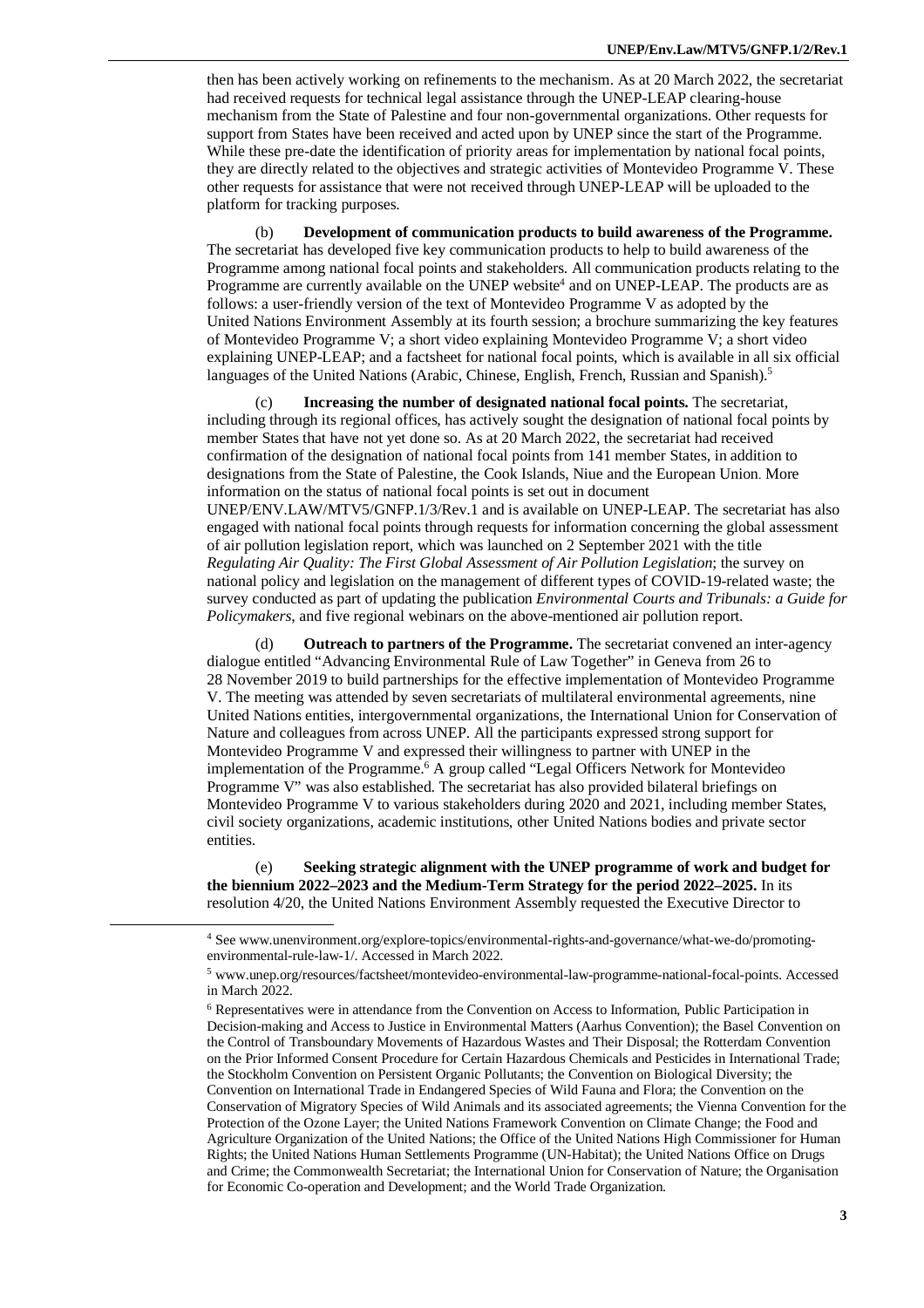then has been actively working on refinements to the mechanism. As at 20 March 2022, the secretariat had received requests for technical legal assistance through the UNEP-LEAP clearing-house mechanism from the State of Palestine and four non-governmental organizations. Other requests for support from States have been received and acted upon by UNEP since the start of the Programme. While these pre-date the identification of priority areas for implementation by national focal points, they are directly related to the objectives and strategic activities of Montevideo Programme V. These other requests for assistance that were not received through UNEP-LEAP will be uploaded to the platform for tracking purposes.

(b) **Development of communication products to build awareness of the Programme.** The secretariat has developed five key communication products to help to build awareness of the Programme among national focal points and stakeholders. All communication products relating to the Programme are currently available on the UNEP website[4] and on UNEP-LEAP. The products are as follows: a user-friendly version of the text of Montevideo Programme V as adopted by the United Nations Environment Assembly at its fourth session; a brochure summarizing the key features of Montevideo Programme V; a short video explaining Montevideo Programme V; a short video explaining UNEP-LEAP; and a factsheet for national focal points, which is available in all six official languages of the United Nations (Arabic, Chinese, English, French, Russian and Spanish).[5]

(c) **Increasing the number of designated national focal points.** The secretariat, including through its regional offices, has actively sought the designation of national focal points by member States that have not yet done so. As at 20 March 2022, the secretariat had received confirmation of the designation of national focal points from 141 member States, in addition to designations from the State of Palestine, the Cook Islands, Niue and the European Union. More information on the status of national focal points is set out in document UNEP/ENV.LAW/MTV5/GNFP.1/3/Rev.1 and is available on UNEP-LEAP. The secretariat has also engaged with national focal points through requests for information concerning the global assessment of air pollution legislation report, which was launched on 2 September 2021 with the title *Regulating Air Quality: The First Global Assessment of Air Pollution Legislation*; the survey on national policy and legislation on the management of different types of COVID-19-related waste; the survey conducted as part of updating the publication *Environmental Courts and Tribunals: a Guide for Policymakers*, and five regional webinars on the above-mentioned air pollution report.

(d) **Outreach to partners of the Programme.** The secretariat convened an inter-agency dialogue entitled "Advancing Environmental Rule of Law Together" in Geneva from 26 to 28 November 2019 to build partnerships for the effective implementation of Montevideo Programme V. The meeting was attended by seven secretariats of multilateral environmental agreements, nine United Nations entities, intergovernmental organizations, the International Union for Conservation of Nature and colleagues from across UNEP. All the participants expressed strong support for Montevideo Programme V and expressed their willingness to partner with UNEP in the implementation of the Programme.[6] A group called "Legal Officers Network for Montevideo Programme V" was also established. The secretariat has also provided bilateral briefings on Montevideo Programme V to various stakeholders during 2020 and 2021, including member States, civil society organizations, academic institutions, other United Nations bodies and private sector entities.

(e) **Seeking strategic alignment with the UNEP programme of work and budget for the biennium 2022–2023 and the Medium-Term Strategy for the period 2022–2025.** In its resolution 4/20, the United Nations Environment Assembly requested the Executive Director to

---

[4] See www.unenvironment.org/explore-topics/environmental-rights-and-governance/what-we-do/promoting-environmental-rule-law-1/. Accessed in March 2022.

[5] www.unep.org/resources/factsheet/montevideo-environmental-law-programme-national-focal-points. Accessed in March 2022.

[6] Representatives were in attendance from the Convention on Access to Information, Public Participation in Decision-making and Access to Justice in Environmental Matters (Aarhus Convention); the Basel Convention on the Control of Transboundary Movements of Hazardous Wastes and Their Disposal; the Rotterdam Convention on the Prior Informed Consent Procedure for Certain Hazardous Chemicals and Pesticides in International Trade; the Stockholm Convention on Persistent Organic Pollutants; the Convention on Biological Diversity; the Convention on International Trade in Endangered Species of Wild Fauna and Flora; the Convention on the Conservation of Migratory Species of Wild Animals and its associated agreements; the Vienna Convention for the Protection of the Ozone Layer; the United Nations Framework Convention on Climate Change; the Food and Agriculture Organization of the United Nations; the Office of the United Nations High Commissioner for Human Rights; the United Nations Human Settlements Programme (UN-Habitat); the United Nations Office on Drugs and Crime; the Commonwealth Secretariat; the International Union for Conservation of Nature; the Organisation for Economic Co-operation and Development; and the World Trade Organization.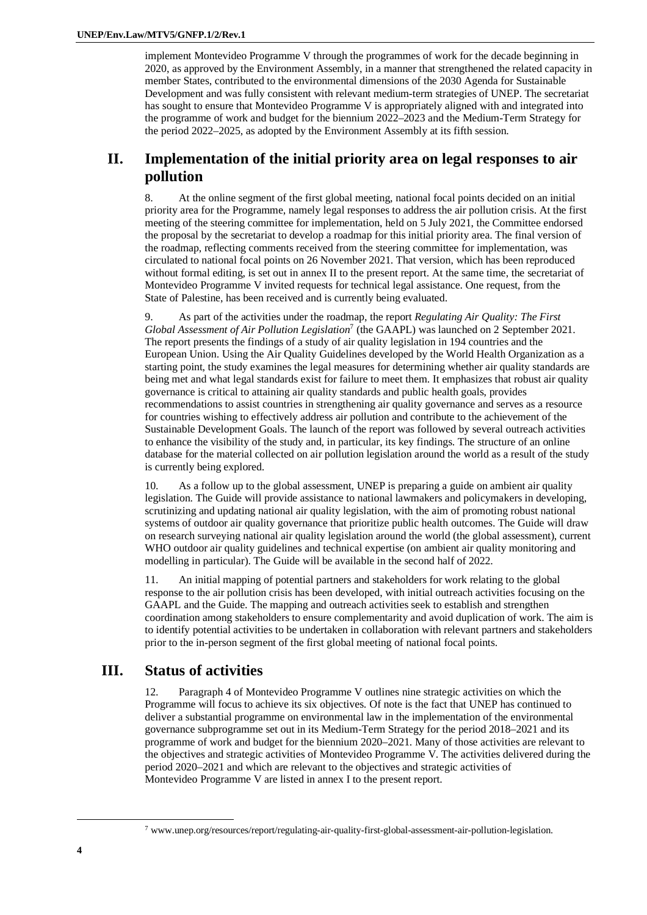implement Montevideo Programme V through the programmes of work for the decade beginning in 2020, as approved by the Environment Assembly, in a manner that strengthened the related capacity in member States, contributed to the environmental dimensions of the 2030 Agenda for Sustainable Development and was fully consistent with relevant medium-term strategies of UNEP. The secretariat has sought to ensure that Montevideo Programme V is appropriately aligned with and integrated into the programme of work and budget for the biennium 2022–2023 and the Medium-Term Strategy for the period 2022–2025, as adopted by the Environment Assembly at its fifth session.

## II. Implementation of the initial priority area on legal responses to air pollution

8. At the online segment of the first global meeting, national focal points decided on an initial priority area for the Programme, namely legal responses to address the air pollution crisis. At the first meeting of the steering committee for implementation, held on 5 July 2021, the Committee endorsed the proposal by the secretariat to develop a roadmap for this initial priority area. The final version of the roadmap, reflecting comments received from the steering committee for implementation, was circulated to national focal points on 26 November 2021. That version, which has been reproduced without formal editing, is set out in annex II to the present report. At the same time, the secretariat of Montevideo Programme V invited requests for technical legal assistance. One request, from the State of Palestine, has been received and is currently being evaluated.

9. As part of the activities under the roadmap, the report *Regulating Air Quality: The First Global Assessment of Air Pollution Legislation*[7] (the GAAPL) was launched on 2 September 2021. The report presents the findings of a study of air quality legislation in 194 countries and the European Union. Using the Air Quality Guidelines developed by the World Health Organization as a starting point, the study examines the legal measures for determining whether air quality standards are being met and what legal standards exist for failure to meet them. It emphasizes that robust air quality governance is critical to attaining air quality standards and public health goals, provides recommendations to assist countries in strengthening air quality governance and serves as a resource for countries wishing to effectively address air pollution and contribute to the achievement of the Sustainable Development Goals. The launch of the report was followed by several outreach activities to enhance the visibility of the study and, in particular, its key findings. The structure of an online database for the material collected on air pollution legislation around the world as a result of the study is currently being explored.

10. As a follow up to the global assessment, UNEP is preparing a guide on ambient air quality legislation. The Guide will provide assistance to national lawmakers and policymakers in developing, scrutinizing and updating national air quality legislation, with the aim of promoting robust national systems of outdoor air quality governance that prioritize public health outcomes. The Guide will draw on research surveying national air quality legislation around the world (the global assessment), current WHO outdoor air quality guidelines and technical expertise (on ambient air quality monitoring and modelling in particular). The Guide will be available in the second half of 2022.

11. An initial mapping of potential partners and stakeholders for work relating to the global response to the air pollution crisis has been developed, with initial outreach activities focusing on the GAAPL and the Guide. The mapping and outreach activities seek to establish and strengthen coordination among stakeholders to ensure complementarity and avoid duplication of work. The aim is to identify potential activities to be undertaken in collaboration with relevant partners and stakeholders prior to the in-person segment of the first global meeting of national focal points.

## III. Status of activities

12. Paragraph 4 of Montevideo Programme V outlines nine strategic activities on which the Programme will focus to achieve its six objectives. Of note is the fact that UNEP has continued to deliver a substantial programme on environmental law in the implementation of the environmental governance subprogramme set out in its Medium-Term Strategy for the period 2018–2021 and its programme of work and budget for the biennium 2020–2021. Many of those activities are relevant to the objectives and strategic activities of Montevideo Programme V. The activities delivered during the period 2020–2021 and which are relevant to the objectives and strategic activities of Montevideo Programme V are listed in annex I to the present report.

[7] www.unep.org/resources/report/regulating-air-quality-first-global-assessment-air-pollution-legislation.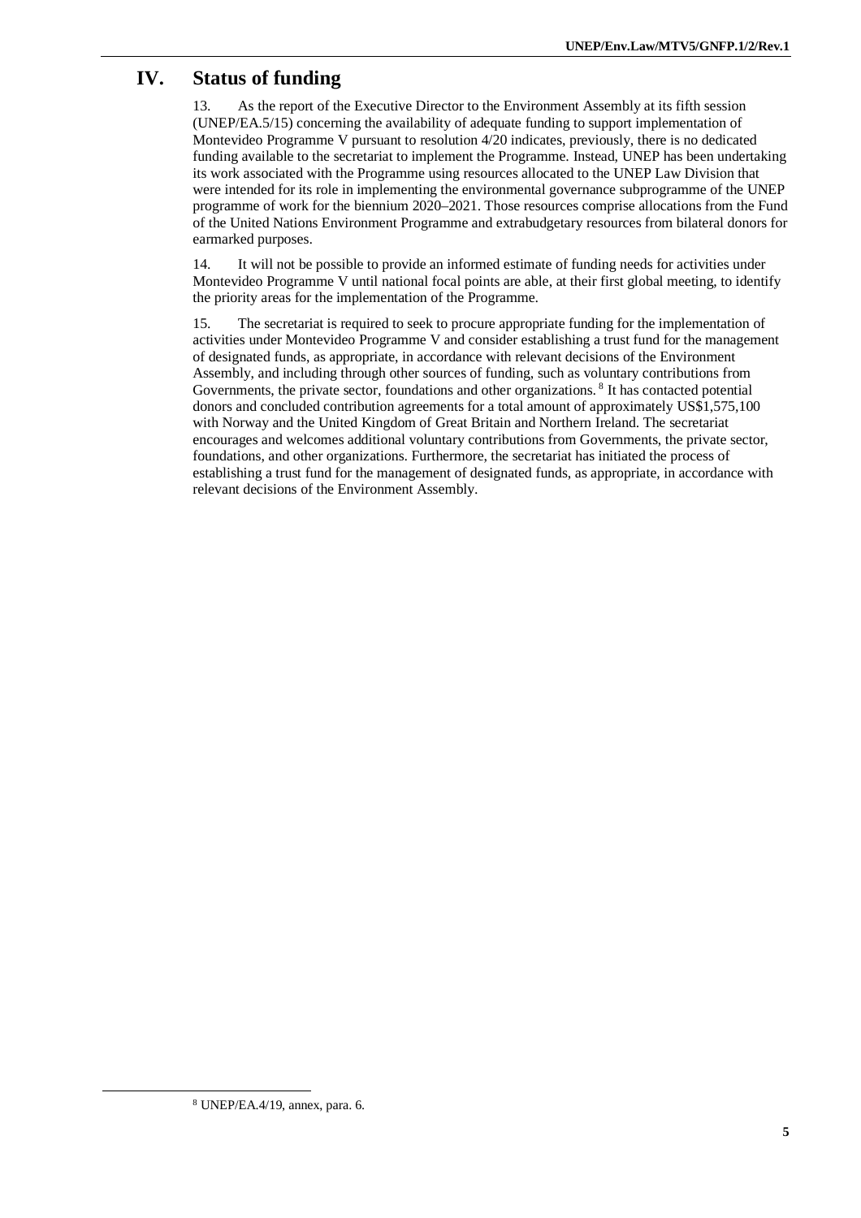# IV. Status of funding

13. As the report of the Executive Director to the Environment Assembly at its fifth session (UNEP/EA.5/15) concerning the availability of adequate funding to support implementation of Montevideo Programme V pursuant to resolution 4/20 indicates, previously, there is no dedicated funding available to the secretariat to implement the Programme. Instead, UNEP has been undertaking its work associated with the Programme using resources allocated to the UNEP Law Division that were intended for its role in implementing the environmental governance subprogramme of the UNEP programme of work for the biennium 2020–2021. Those resources comprise allocations from the Fund of the United Nations Environment Programme and extrabudgetary resources from bilateral donors for earmarked purposes.

14. It will not be possible to provide an informed estimate of funding needs for activities under Montevideo Programme V until national focal points are able, at their first global meeting, to identify the priority areas for the implementation of the Programme.

15. The secretariat is required to seek to procure appropriate funding for the implementation of activities under Montevideo Programme V and consider establishing a trust fund for the management of designated funds, as appropriate, in accordance with relevant decisions of the Environment Assembly, and including through other sources of funding, such as voluntary contributions from Governments, the private sector, foundations and other organizations. [8] It has contacted potential donors and concluded contribution agreements for a total amount of approximately US$1,575,100 with Norway and the United Kingdom of Great Britain and Northern Ireland. The secretariat encourages and welcomes additional voluntary contributions from Governments, the private sector, foundations, and other organizations. Furthermore, the secretariat has initiated the process of establishing a trust fund for the management of designated funds, as appropriate, in accordance with relevant decisions of the Environment Assembly.

[8] UNEP/EA.4/19, annex, para. 6.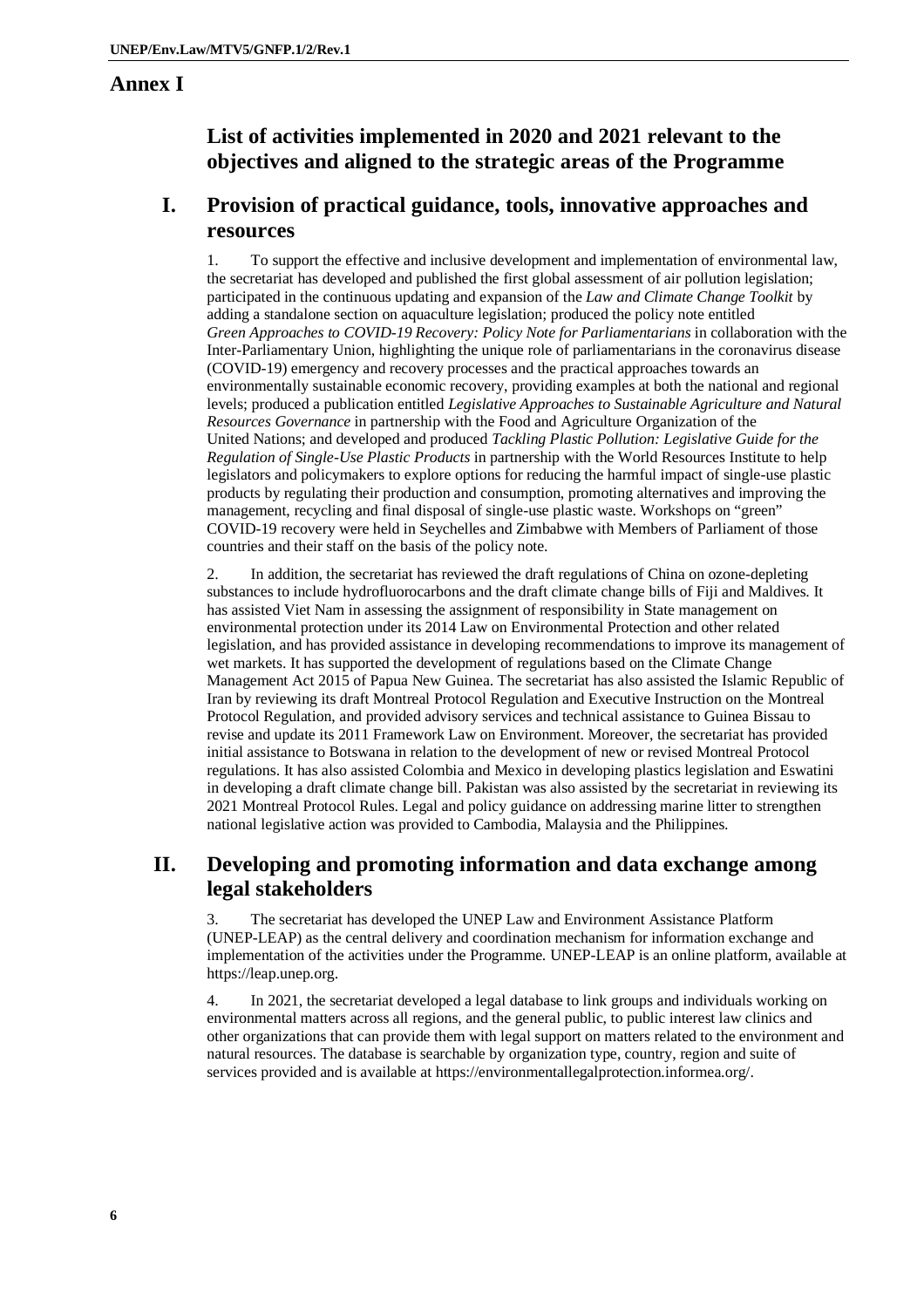# Annex I

## List of activities implemented in 2020 and 2021 relevant to the objectives and aligned to the strategic areas of the Programme

## I. Provision of practical guidance, tools, innovative approaches and resources

1. To support the effective and inclusive development and implementation of environmental law, the secretariat has developed and published the first global assessment of air pollution legislation; participated in the continuous updating and expansion of the *Law and Climate Change Toolkit* by adding a standalone section on aquaculture legislation; produced the policy note entitled *Green Approaches to COVID-19 Recovery: Policy Note for Parliamentarians* in collaboration with the Inter-Parliamentary Union, highlighting the unique role of parliamentarians in the coronavirus disease (COVID-19) emergency and recovery processes and the practical approaches towards an environmentally sustainable economic recovery, providing examples at both the national and regional levels; produced a publication entitled *Legislative Approaches to Sustainable Agriculture and Natural Resources Governance* in partnership with the Food and Agriculture Organization of the United Nations; and developed and produced *Tackling Plastic Pollution: Legislative Guide for the Regulation of Single-Use Plastic Products* in partnership with the World Resources Institute to help legislators and policymakers to explore options for reducing the harmful impact of single-use plastic products by regulating their production and consumption, promoting alternatives and improving the management, recycling and final disposal of single-use plastic waste. Workshops on "green" COVID-19 recovery were held in Seychelles and Zimbabwe with Members of Parliament of those countries and their staff on the basis of the policy note.

2. In addition, the secretariat has reviewed the draft regulations of China on ozone-depleting substances to include hydrofluorocarbons and the draft climate change bills of Fiji and Maldives. It has assisted Viet Nam in assessing the assignment of responsibility in State management on environmental protection under its 2014 Law on Environmental Protection and other related legislation, and has provided assistance in developing recommendations to improve its management of wet markets. It has supported the development of regulations based on the Climate Change Management Act 2015 of Papua New Guinea. The secretariat has also assisted the Islamic Republic of Iran by reviewing its draft Montreal Protocol Regulation and Executive Instruction on the Montreal Protocol Regulation, and provided advisory services and technical assistance to Guinea Bissau to revise and update its 2011 Framework Law on Environment. Moreover, the secretariat has provided initial assistance to Botswana in relation to the development of new or revised Montreal Protocol regulations. It has also assisted Colombia and Mexico in developing plastics legislation and Eswatini in developing a draft climate change bill. Pakistan was also assisted by the secretariat in reviewing its 2021 Montreal Protocol Rules. Legal and policy guidance on addressing marine litter to strengthen national legislative action was provided to Cambodia, Malaysia and the Philippines.

## II. Developing and promoting information and data exchange among legal stakeholders

3. The secretariat has developed the UNEP Law and Environment Assistance Platform (UNEP-LEAP) as the central delivery and coordination mechanism for information exchange and implementation of the activities under the Programme. UNEP-LEAP is an online platform, available at https://leap.unep.org.

4. In 2021, the secretariat developed a legal database to link groups and individuals working on environmental matters across all regions, and the general public, to public interest law clinics and other organizations that can provide them with legal support on matters related to the environment and natural resources. The database is searchable by organization type, country, region and suite of services provided and is available at https://environmentallegalprotection.informea.org/.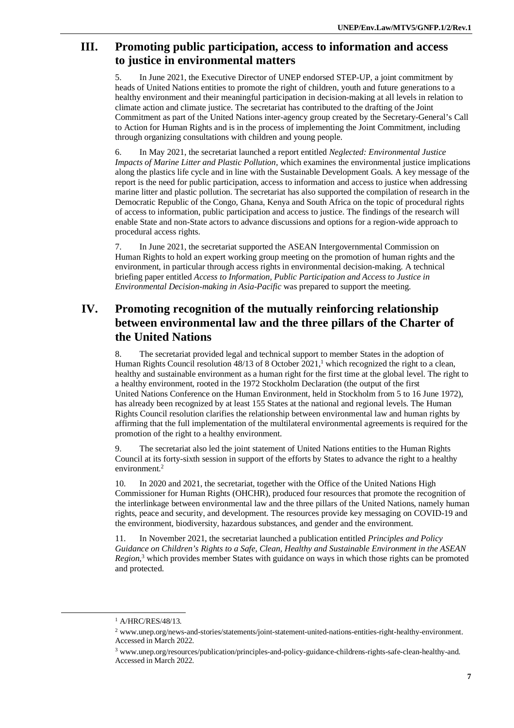## III. Promoting public participation, access to information and access to justice in environmental matters

5. In June 2021, the Executive Director of UNEP endorsed STEP-UP, a joint commitment by heads of United Nations entities to promote the right of children, youth and future generations to a healthy environment and their meaningful participation in decision-making at all levels in relation to climate action and climate justice. The secretariat has contributed to the drafting of the Joint Commitment as part of the United Nations inter-agency group created by the Secretary-General's Call to Action for Human Rights and is in the process of implementing the Joint Commitment, including through organizing consultations with children and young people.

6. In May 2021, the secretariat launched a report entitled *Neglected: Environmental Justice Impacts of Marine Litter and Plastic Pollution*, which examines the environmental justice implications along the plastics life cycle and in line with the Sustainable Development Goals. A key message of the report is the need for public participation, access to information and access to justice when addressing marine litter and plastic pollution. The secretariat has also supported the compilation of research in the Democratic Republic of the Congo, Ghana, Kenya and South Africa on the topic of procedural rights of access to information, public participation and access to justice. The findings of the research will enable State and non-State actors to advance discussions and options for a region-wide approach to procedural access rights.

7. In June 2021, the secretariat supported the ASEAN Intergovernmental Commission on Human Rights to hold an expert working group meeting on the promotion of human rights and the environment, in particular through access rights in environmental decision-making. A technical briefing paper entitled *Access to Information, Public Participation and Access to Justice in Environmental Decision-making in Asia-Pacific* was prepared to support the meeting.

## IV. Promoting recognition of the mutually reinforcing relationship between environmental law and the three pillars of the Charter of the United Nations

8. The secretariat provided legal and technical support to member States in the adoption of Human Rights Council resolution 48/13 of 8 October 2021,[1] which recognized the right to a clean, healthy and sustainable environment as a human right for the first time at the global level. The right to a healthy environment, rooted in the 1972 Stockholm Declaration (the output of the first United Nations Conference on the Human Environment, held in Stockholm from 5 to 16 June 1972), has already been recognized by at least 155 States at the national and regional levels. The Human Rights Council resolution clarifies the relationship between environmental law and human rights by affirming that the full implementation of the multilateral environmental agreements is required for the promotion of the right to a healthy environment.

9. The secretariat also led the joint statement of United Nations entities to the Human Rights Council at its forty-sixth session in support of the efforts by States to advance the right to a healthy environment.[2]

10. In 2020 and 2021, the secretariat, together with the Office of the United Nations High Commissioner for Human Rights (OHCHR), produced four resources that promote the recognition of the interlinkage between environmental law and the three pillars of the United Nations, namely human rights, peace and security, and development. The resources provide key messaging on COVID-19 and the environment, biodiversity, hazardous substances, and gender and the environment.

11. In November 2021, the secretariat launched a publication entitled *Principles and Policy Guidance on Children's Rights to a Safe, Clean, Healthy and Sustainable Environment in the ASEAN Region*,[3] which provides member States with guidance on ways in which those rights can be promoted and protected.

---

[1] A/HRC/RES/48/13.

[2] www.unep.org/news-and-stories/statements/joint-statement-united-nations-entities-right-healthy-environment. Accessed in March 2022.

[3] www.unep.org/resources/publication/principles-and-policy-guidance-childrens-rights-safe-clean-healthy-and. Accessed in March 2022.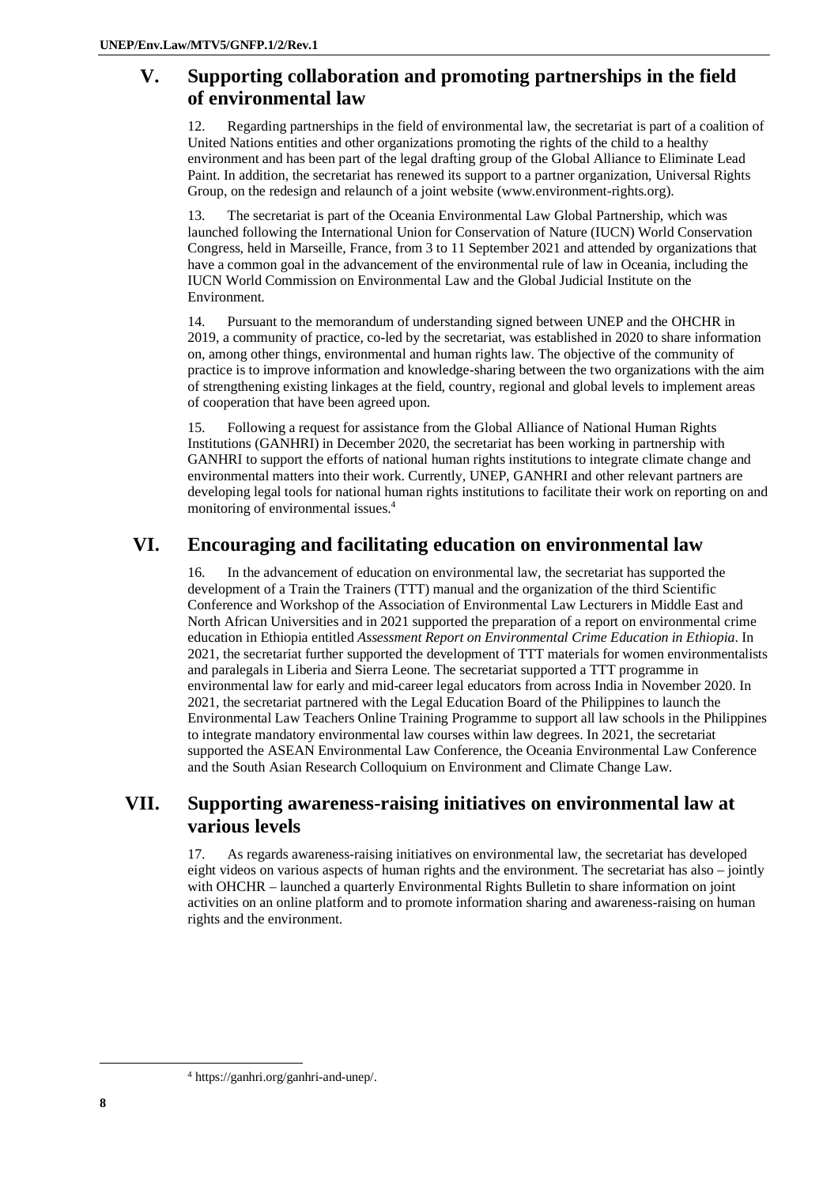## V. Supporting collaboration and promoting partnerships in the field of environmental law

12. Regarding partnerships in the field of environmental law, the secretariat is part of a coalition of United Nations entities and other organizations promoting the rights of the child to a healthy environment and has been part of the legal drafting group of the Global Alliance to Eliminate Lead Paint. In addition, the secretariat has renewed its support to a partner organization, Universal Rights Group, on the redesign and relaunch of a joint website (www.environment-rights.org).

13. The secretariat is part of the Oceania Environmental Law Global Partnership, which was launched following the International Union for Conservation of Nature (IUCN) World Conservation Congress, held in Marseille, France, from 3 to 11 September 2021 and attended by organizations that have a common goal in the advancement of the environmental rule of law in Oceania, including the IUCN World Commission on Environmental Law and the Global Judicial Institute on the Environment.

14. Pursuant to the memorandum of understanding signed between UNEP and the OHCHR in 2019, a community of practice, co-led by the secretariat, was established in 2020 to share information on, among other things, environmental and human rights law. The objective of the community of practice is to improve information and knowledge-sharing between the two organizations with the aim of strengthening existing linkages at the field, country, regional and global levels to implement areas of cooperation that have been agreed upon.

15. Following a request for assistance from the Global Alliance of National Human Rights Institutions (GANHRI) in December 2020, the secretariat has been working in partnership with GANHRI to support the efforts of national human rights institutions to integrate climate change and environmental matters into their work. Currently, UNEP, GANHRI and other relevant partners are developing legal tools for national human rights institutions to facilitate their work on reporting on and monitoring of environmental issues.[4]

## VI. Encouraging and facilitating education on environmental law

16. In the advancement of education on environmental law, the secretariat has supported the development of a Train the Trainers (TTT) manual and the organization of the third Scientific Conference and Workshop of the Association of Environmental Law Lecturers in Middle East and North African Universities and in 2021 supported the preparation of a report on environmental crime education in Ethiopia entitled *Assessment Report on Environmental Crime Education in Ethiopia*. In 2021, the secretariat further supported the development of TTT materials for women environmentalists and paralegals in Liberia and Sierra Leone. The secretariat supported a TTT programme in environmental law for early and mid-career legal educators from across India in November 2020. In 2021, the secretariat partnered with the Legal Education Board of the Philippines to launch the Environmental Law Teachers Online Training Programme to support all law schools in the Philippines to integrate mandatory environmental law courses within law degrees. In 2021, the secretariat supported the ASEAN Environmental Law Conference, the Oceania Environmental Law Conference and the South Asian Research Colloquium on Environment and Climate Change Law.

## VII. Supporting awareness-raising initiatives on environmental law at various levels

17. As regards awareness-raising initiatives on environmental law, the secretariat has developed eight videos on various aspects of human rights and the environment. The secretariat has also – jointly with OHCHR – launched a quarterly Environmental Rights Bulletin to share information on joint activities on an online platform and to promote information sharing and awareness-raising on human rights and the environment.

---

[4] https://ganhri.org/ganhri-and-unep/.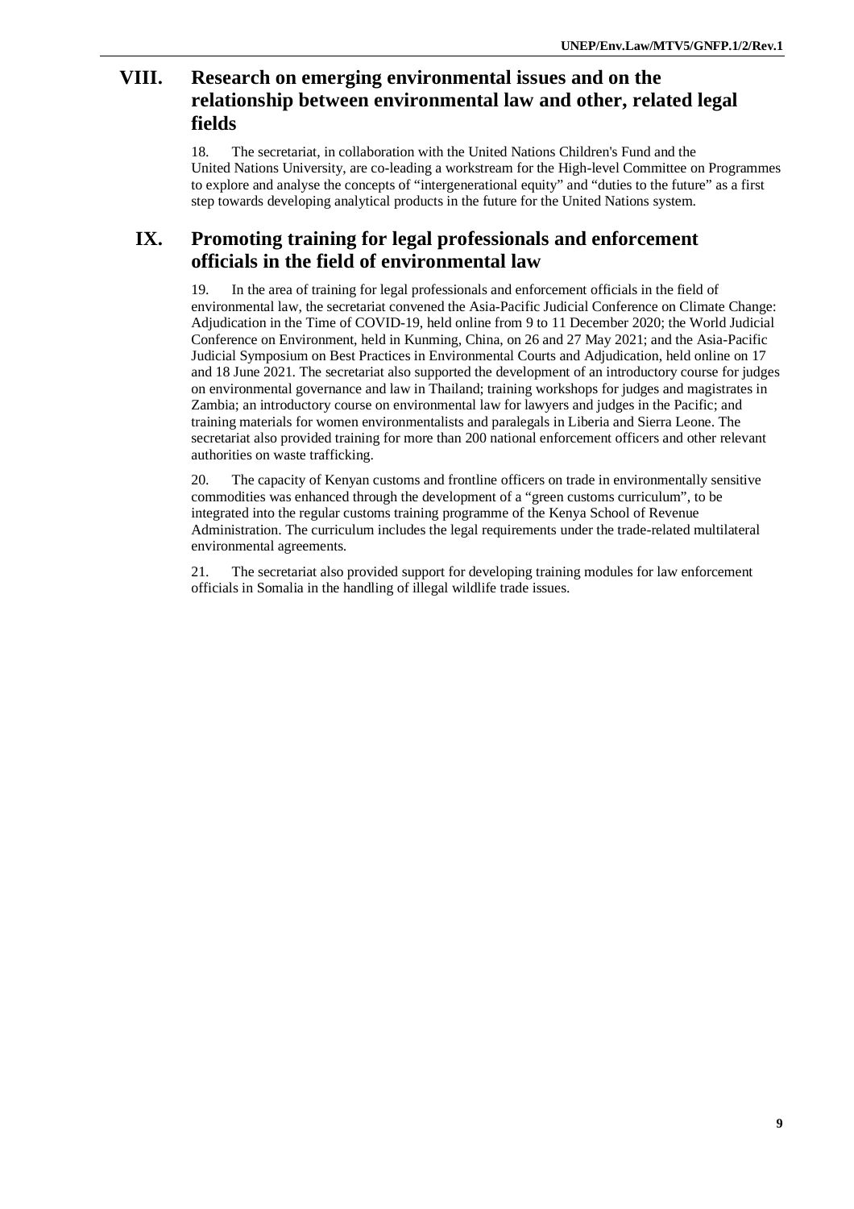## VIII. Research on emerging environmental issues and on the relationship between environmental law and other, related legal fields

18. The secretariat, in collaboration with the United Nations Children's Fund and the United Nations University, are co-leading a workstream for the High-level Committee on Programmes to explore and analyse the concepts of "intergenerational equity" and "duties to the future" as a first step towards developing analytical products in the future for the United Nations system.

## IX. Promoting training for legal professionals and enforcement officials in the field of environmental law

19. In the area of training for legal professionals and enforcement officials in the field of environmental law, the secretariat convened the Asia-Pacific Judicial Conference on Climate Change: Adjudication in the Time of COVID-19, held online from 9 to 11 December 2020; the World Judicial Conference on Environment, held in Kunming, China, on 26 and 27 May 2021; and the Asia-Pacific Judicial Symposium on Best Practices in Environmental Courts and Adjudication, held online on 17 and 18 June 2021. The secretariat also supported the development of an introductory course for judges on environmental governance and law in Thailand; training workshops for judges and magistrates in Zambia; an introductory course on environmental law for lawyers and judges in the Pacific; and training materials for women environmentalists and paralegals in Liberia and Sierra Leone. The secretariat also provided training for more than 200 national enforcement officers and other relevant authorities on waste trafficking.

20. The capacity of Kenyan customs and frontline officers on trade in environmentally sensitive commodities was enhanced through the development of a "green customs curriculum", to be integrated into the regular customs training programme of the Kenya School of Revenue Administration. The curriculum includes the legal requirements under the trade-related multilateral environmental agreements.

21. The secretariat also provided support for developing training modules for law enforcement officials in Somalia in the handling of illegal wildlife trade issues.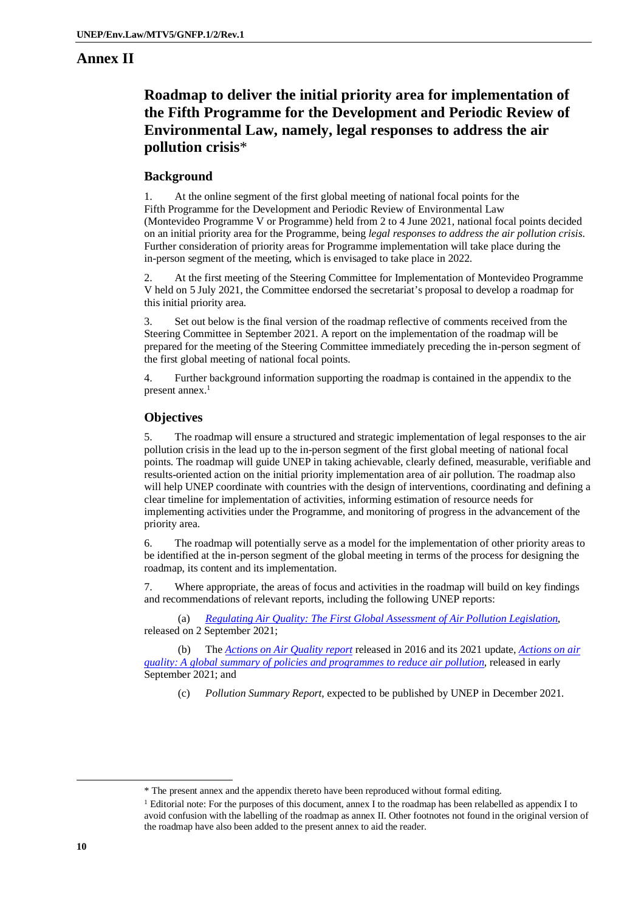# Annex II

## Roadmap to deliver the initial priority area for implementation of the Fifth Programme for the Development and Periodic Review of Environmental Law, namely, legal responses to address the air pollution crisis*

### Background

1. At the online segment of the first global meeting of national focal points for the Fifth Programme for the Development and Periodic Review of Environmental Law (Montevideo Programme V or Programme) held from 2 to 4 June 2021, national focal points decided on an initial priority area for the Programme, being *legal responses to address the air pollution crisis*. Further consideration of priority areas for Programme implementation will take place during the in-person segment of the meeting, which is envisaged to take place in 2022.

2. At the first meeting of the Steering Committee for Implementation of Montevideo Programme V held on 5 July 2021, the Committee endorsed the secretariat's proposal to develop a roadmap for this initial priority area.

3. Set out below is the final version of the roadmap reflective of comments received from the Steering Committee in September 2021. A report on the implementation of the roadmap will be prepared for the meeting of the Steering Committee immediately preceding the in-person segment of the first global meeting of national focal points.

4. Further background information supporting the roadmap is contained in the appendix to the present annex.[1]

### Objectives

5. The roadmap will ensure a structured and strategic implementation of legal responses to the air pollution crisis in the lead up to the in-person segment of the first global meeting of national focal points. The roadmap will guide UNEP in taking achievable, clearly defined, measurable, verifiable and results-oriented action on the initial priority implementation area of air pollution. The roadmap also will help UNEP coordinate with countries with the design of interventions, coordinating and defining a clear timeline for implementation of activities, informing estimation of resource needs for implementing activities under the Programme, and monitoring of progress in the advancement of the priority area.

6. The roadmap will potentially serve as a model for the implementation of other priority areas to be identified at the in-person segment of the global meeting in terms of the process for designing the roadmap, its content and its implementation.

7. Where appropriate, the areas of focus and activities in the roadmap will build on key findings and recommendations of relevant reports, including the following UNEP reports:

(a) *Regulating Air Quality: The First Global Assessment of Air Pollution Legislation*, released on 2 September 2021;

(b) The *Actions on Air Quality report* released in 2016 and its 2021 update, *Actions on air quality: A global summary of policies and programmes to reduce air pollution*, released in early September 2021; and

(c) *Pollution Summary Report*, expected to be published by UNEP in December 2021.

---

\* The present annex and the appendix thereto have been reproduced without formal editing.

[1] Editorial note: For the purposes of this document, annex I to the roadmap has been relabelled as appendix I to avoid confusion with the labelling of the roadmap as annex II. Other footnotes not found in the original version of the roadmap have also been added to the present annex to aid the reader.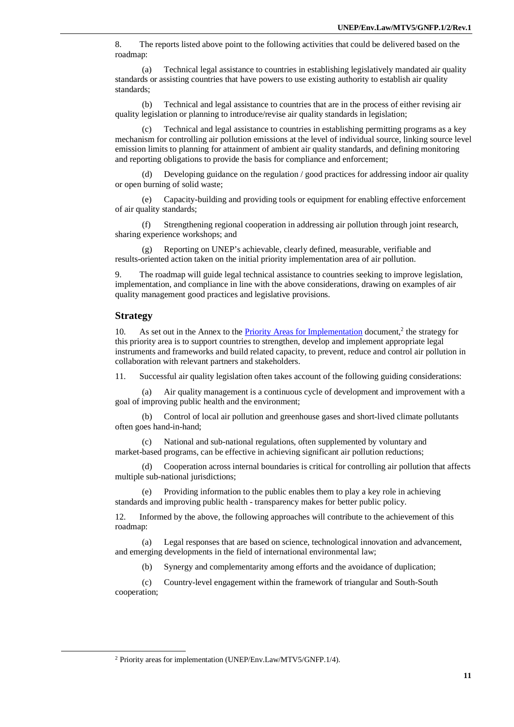8. The reports listed above point to the following activities that could be delivered based on the roadmap:

(a) Technical legal assistance to countries in establishing legislatively mandated air quality standards or assisting countries that have powers to use existing authority to establish air quality standards;

(b) Technical and legal assistance to countries that are in the process of either revising air quality legislation or planning to introduce/revise air quality standards in legislation;

(c) Technical and legal assistance to countries in establishing permitting programs as a key mechanism for controlling air pollution emissions at the level of individual source, linking source level emission limits to planning for attainment of ambient air quality standards, and defining monitoring and reporting obligations to provide the basis for compliance and enforcement;

(d) Developing guidance on the regulation / good practices for addressing indoor air quality or open burning of solid waste;

(e) Capacity-building and providing tools or equipment for enabling effective enforcement of air quality standards;

(f) Strengthening regional cooperation in addressing air pollution through joint research, sharing experience workshops; and

(g) Reporting on UNEP's achievable, clearly defined, measurable, verifiable and results-oriented action taken on the initial priority implementation area of air pollution.

9. The roadmap will guide legal technical assistance to countries seeking to improve legislation, implementation, and compliance in line with the above considerations, drawing on examples of air quality management good practices and legislative provisions.

## Strategy

10. As set out in the Annex to the Priority Areas for Implementation document,[2] the strategy for this priority area is to support countries to strengthen, develop and implement appropriate legal instruments and frameworks and build related capacity, to prevent, reduce and control air pollution in collaboration with relevant partners and stakeholders.

11. Successful air quality legislation often takes account of the following guiding considerations:

(a) Air quality management is a continuous cycle of development and improvement with a goal of improving public health and the environment;

(b) Control of local air pollution and greenhouse gases and short-lived climate pollutants often goes hand-in-hand;

(c) National and sub-national regulations, often supplemented by voluntary and market-based programs, can be effective in achieving significant air pollution reductions;

(d) Cooperation across internal boundaries is critical for controlling air pollution that affects multiple sub-national jurisdictions;

(e) Providing information to the public enables them to play a key role in achieving standards and improving public health - transparency makes for better public policy.

12. Informed by the above, the following approaches will contribute to the achievement of this roadmap:

(a) Legal responses that are based on science, technological innovation and advancement, and emerging developments in the field of international environmental law;

(b) Synergy and complementarity among efforts and the avoidance of duplication;

(c) Country-level engagement within the framework of triangular and South-South cooperation;

---

[2] Priority areas for implementation (UNEP/Env.Law/MTV5/GNFP.1/4).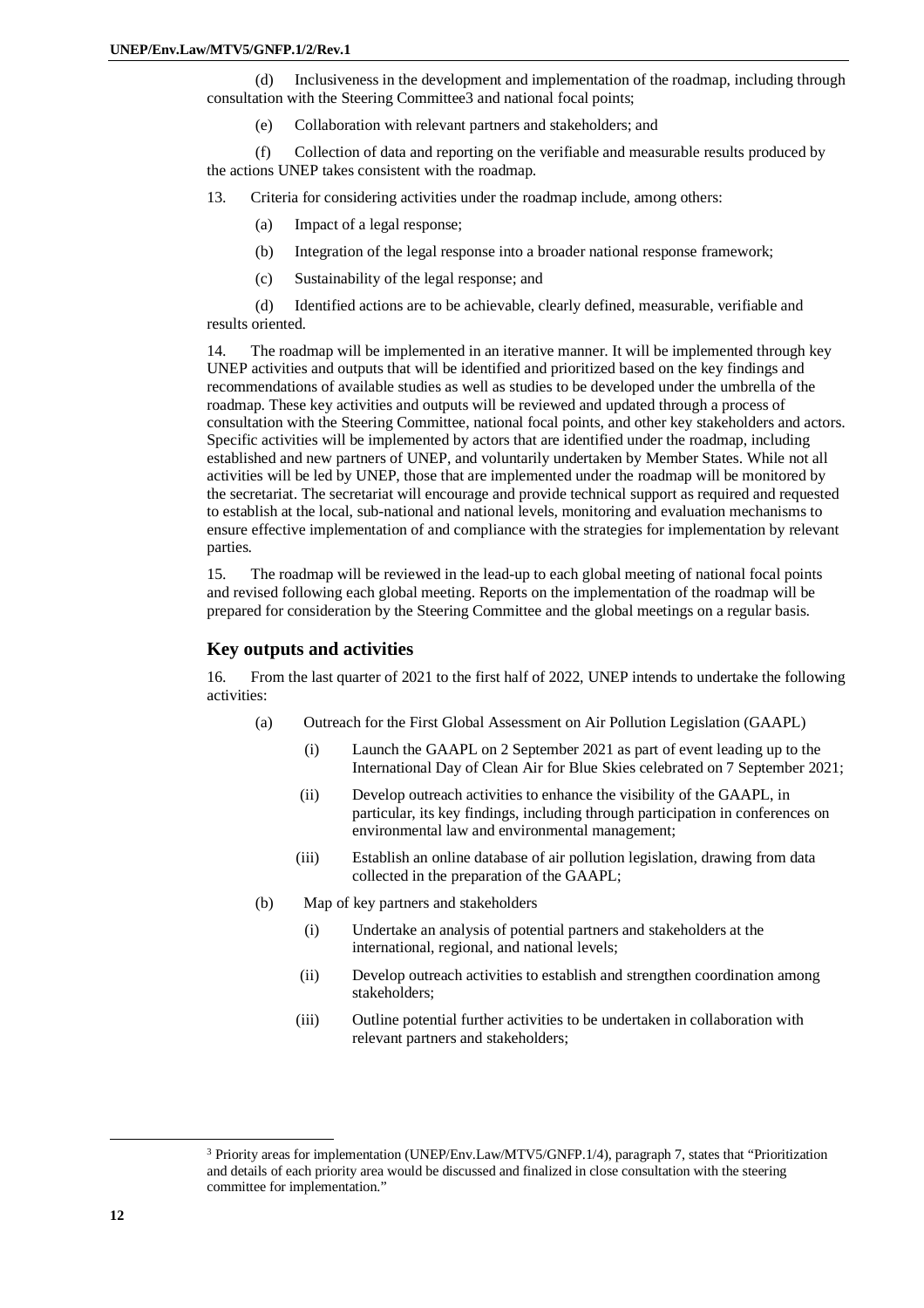(d) Inclusiveness in the development and implementation of the roadmap, including through consultation with the Steering Committee[3] and national focal points;

(e) Collaboration with relevant partners and stakeholders; and

(f) Collection of data and reporting on the verifiable and measurable results produced by the actions UNEP takes consistent with the roadmap.

13. Criteria for considering activities under the roadmap include, among others:

(a) Impact of a legal response;

(b) Integration of the legal response into a broader national response framework;

(c) Sustainability of the legal response; and

(d) Identified actions are to be achievable, clearly defined, measurable, verifiable and results oriented.

14. The roadmap will be implemented in an iterative manner. It will be implemented through key UNEP activities and outputs that will be identified and prioritized based on the key findings and recommendations of available studies as well as studies to be developed under the umbrella of the roadmap. These key activities and outputs will be reviewed and updated through a process of consultation with the Steering Committee, national focal points, and other key stakeholders and actors. Specific activities will be implemented by actors that are identified under the roadmap, including established and new partners of UNEP, and voluntarily undertaken by Member States. While not all activities will be led by UNEP, those that are implemented under the roadmap will be monitored by the secretariat. The secretariat will encourage and provide technical support as required and requested to establish at the local, sub-national and national levels, monitoring and evaluation mechanisms to ensure effective implementation of and compliance with the strategies for implementation by relevant parties.

15. The roadmap will be reviewed in the lead-up to each global meeting of national focal points and revised following each global meeting. Reports on the implementation of the roadmap will be prepared for consideration by the Steering Committee and the global meetings on a regular basis.

## Key outputs and activities

16. From the last quarter of 2021 to the first half of 2022, UNEP intends to undertake the following activities:

(a) Outreach for the First Global Assessment on Air Pollution Legislation (GAAPL)

(i) Launch the GAAPL on 2 September 2021 as part of event leading up to the International Day of Clean Air for Blue Skies celebrated on 7 September 2021;

(ii) Develop outreach activities to enhance the visibility of the GAAPL, in particular, its key findings, including through participation in conferences on environmental law and environmental management;

(iii) Establish an online database of air pollution legislation, drawing from data collected in the preparation of the GAAPL;

(b) Map of key partners and stakeholders

(i) Undertake an analysis of potential partners and stakeholders at the international, regional, and national levels;

(ii) Develop outreach activities to establish and strengthen coordination among stakeholders;

(iii) Outline potential further activities to be undertaken in collaboration with relevant partners and stakeholders;

---

[3] Priority areas for implementation (UNEP/Env.Law/MTV5/GNFP.1/4), paragraph 7, states that "Prioritization and details of each priority area would be discussed and finalized in close consultation with the steering committee for implementation."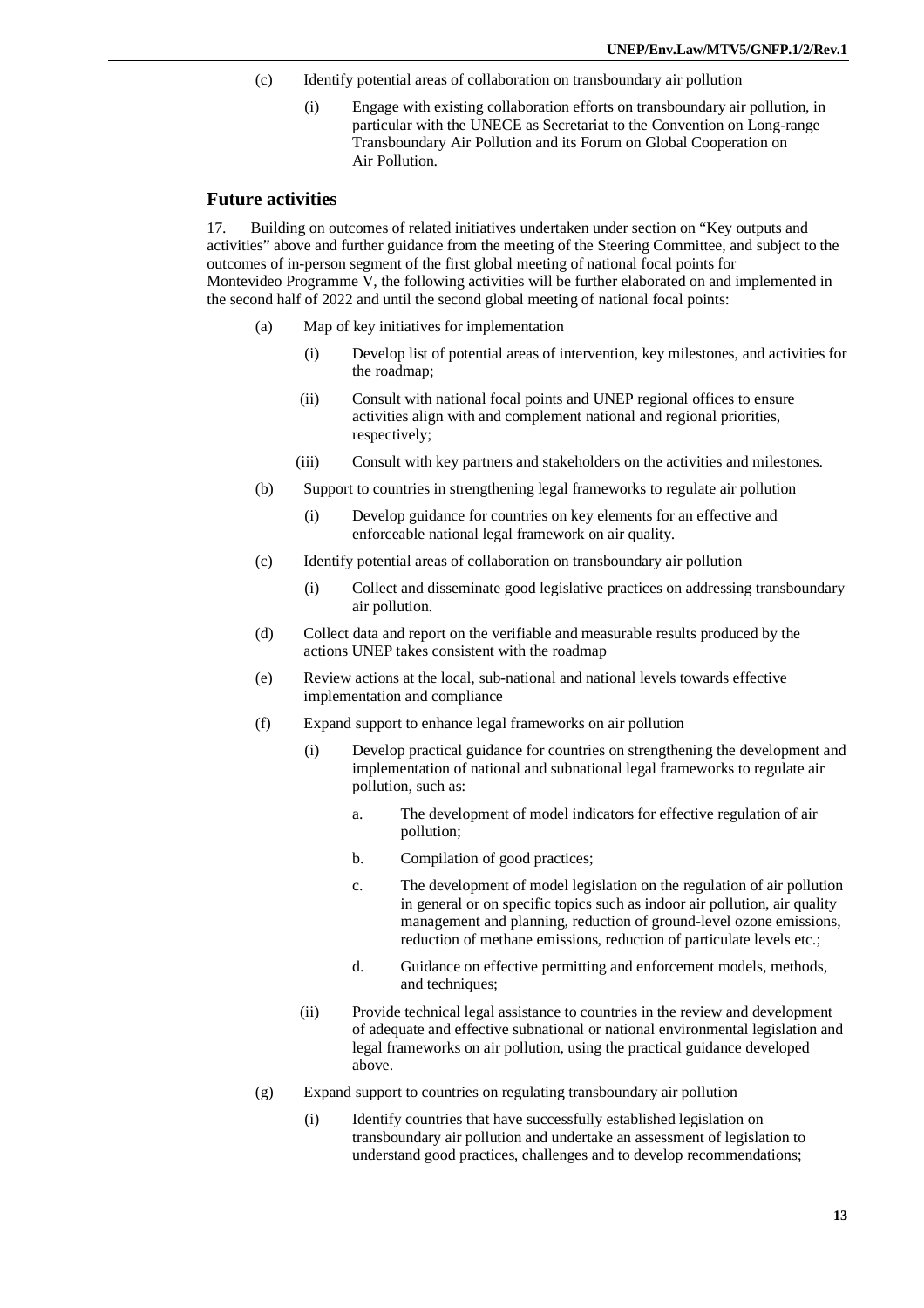(c) Identify potential areas of collaboration on transboundary air pollution

  (i) Engage with existing collaboration efforts on transboundary air pollution, in particular with the UNECE as Secretariat to the Convention on Long-range Transboundary Air Pollution and its Forum on Global Cooperation on Air Pollution.

## Future activities

17. Building on outcomes of related initiatives undertaken under section on “Key outputs and activities” above and further guidance from the meeting of the Steering Committee, and subject to the outcomes of in-person segment of the first global meeting of national focal points for Montevideo Programme V, the following activities will be further elaborated on and implemented in the second half of 2022 and until the second global meeting of national focal points:

(a) Map of key initiatives for implementation

  (i) Develop list of potential areas of intervention, key milestones, and activities for the roadmap;

  (ii) Consult with national focal points and UNEP regional offices to ensure activities align with and complement national and regional priorities, respectively;

  (iii) Consult with key partners and stakeholders on the activities and milestones.

(b) Support to countries in strengthening legal frameworks to regulate air pollution

  (i) Develop guidance for countries on key elements for an effective and enforceable national legal framework on air quality.

(c) Identify potential areas of collaboration on transboundary air pollution

  (i) Collect and disseminate good legislative practices on addressing transboundary air pollution.

(d) Collect data and report on the verifiable and measurable results produced by the actions UNEP takes consistent with the roadmap

(e) Review actions at the local, sub-national and national levels towards effective implementation and compliance

(f) Expand support to enhance legal frameworks on air pollution

  (i) Develop practical guidance for countries on strengthening the development and implementation of national and subnational legal frameworks to regulate air pollution, such as:

    a. The development of model indicators for effective regulation of air pollution;

    b. Compilation of good practices;

    c. The development of model legislation on the regulation of air pollution in general or on specific topics such as indoor air pollution, air quality management and planning, reduction of ground-level ozone emissions, reduction of methane emissions, reduction of particulate levels etc.;

    d. Guidance on effective permitting and enforcement models, methods, and techniques;

  (ii) Provide technical legal assistance to countries in the review and development of adequate and effective subnational or national environmental legislation and legal frameworks on air pollution, using the practical guidance developed above.

(g) Expand support to countries on regulating transboundary air pollution

  (i) Identify countries that have successfully established legislation on transboundary air pollution and undertake an assessment of legislation to understand good practices, challenges and to develop recommendations;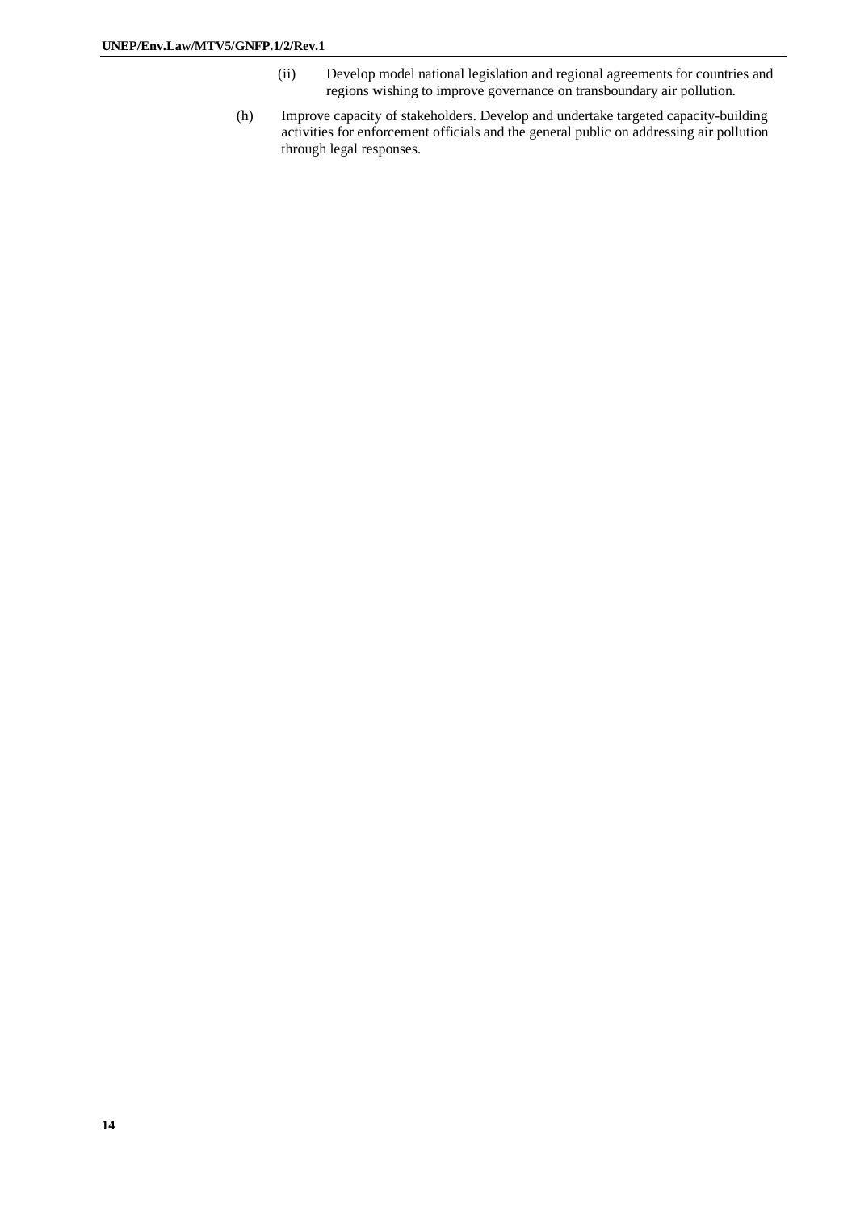(ii) Develop model national legislation and regional agreements for countries and regions wishing to improve governance on transboundary air pollution.

(h) Improve capacity of stakeholders. Develop and undertake targeted capacity-building activities for enforcement officials and the general public on addressing air pollution through legal responses.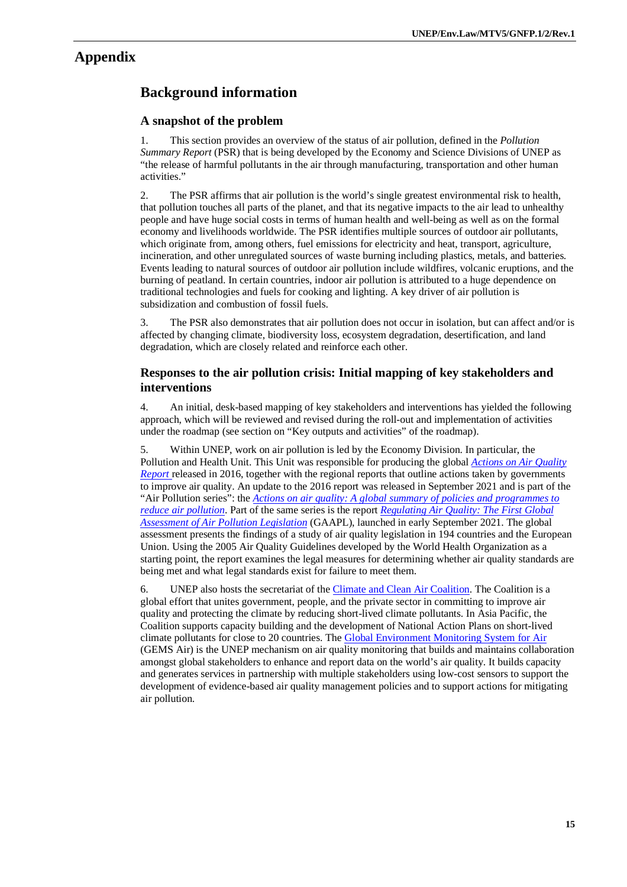# Appendix

## Background information

### A snapshot of the problem

1. This section provides an overview of the status of air pollution, defined in the *Pollution Summary Report* (PSR) that is being developed by the Economy and Science Divisions of UNEP as "the release of harmful pollutants in the air through manufacturing, transportation and other human activities."

2. The PSR affirms that air pollution is the world's single greatest environmental risk to health, that pollution touches all parts of the planet, and that its negative impacts to the air lead to unhealthy people and have huge social costs in terms of human health and well-being as well as on the formal economy and livelihoods worldwide. The PSR identifies multiple sources of outdoor air pollutants, which originate from, among others, fuel emissions for electricity and heat, transport, agriculture, incineration, and other unregulated sources of waste burning including plastics, metals, and batteries. Events leading to natural sources of outdoor air pollution include wildfires, volcanic eruptions, and the burning of peatland. In certain countries, indoor air pollution is attributed to a huge dependence on traditional technologies and fuels for cooking and lighting. A key driver of air pollution is subsidization and combustion of fossil fuels.

3. The PSR also demonstrates that air pollution does not occur in isolation, but can affect and/or is affected by changing climate, biodiversity loss, ecosystem degradation, desertification, and land degradation, which are closely related and reinforce each other.

### Responses to the air pollution crisis: Initial mapping of key stakeholders and interventions

4. An initial, desk-based mapping of key stakeholders and interventions has yielded the following approach, which will be reviewed and revised during the roll-out and implementation of activities under the roadmap (see section on "Key outputs and activities" of the roadmap).

5. Within UNEP, work on air pollution is led by the Economy Division. In particular, the Pollution and Health Unit. This Unit was responsible for producing the global *Actions on Air Quality Report* released in 2016, together with the regional reports that outline actions taken by governments to improve air quality. An update to the 2016 report was released in September 2021 and is part of the "Air Pollution series": the *Actions on air quality: A global summary of policies and programmes to reduce air pollution*. Part of the same series is the report *Regulating Air Quality: The First Global Assessment of Air Pollution Legislation* (GAAPL), launched in early September 2021. The global assessment presents the findings of a study of air quality legislation in 194 countries and the European Union. Using the 2005 Air Quality Guidelines developed by the World Health Organization as a starting point, the report examines the legal measures for determining whether air quality standards are being met and what legal standards exist for failure to meet them.

6. UNEP also hosts the secretariat of the Climate and Clean Air Coalition. The Coalition is a global effort that unites government, people, and the private sector in committing to improve air quality and protecting the climate by reducing short-lived climate pollutants. In Asia Pacific, the Coalition supports capacity building and the development of National Action Plans on short-lived climate pollutants for close to 20 countries. The Global Environment Monitoring System for Air (GEMS Air) is the UNEP mechanism on air quality monitoring that builds and maintains collaboration amongst global stakeholders to enhance and report data on the world's air quality. It builds capacity and generates services in partnership with multiple stakeholders using low-cost sensors to support the development of evidence-based air quality management policies and to support actions for mitigating air pollution.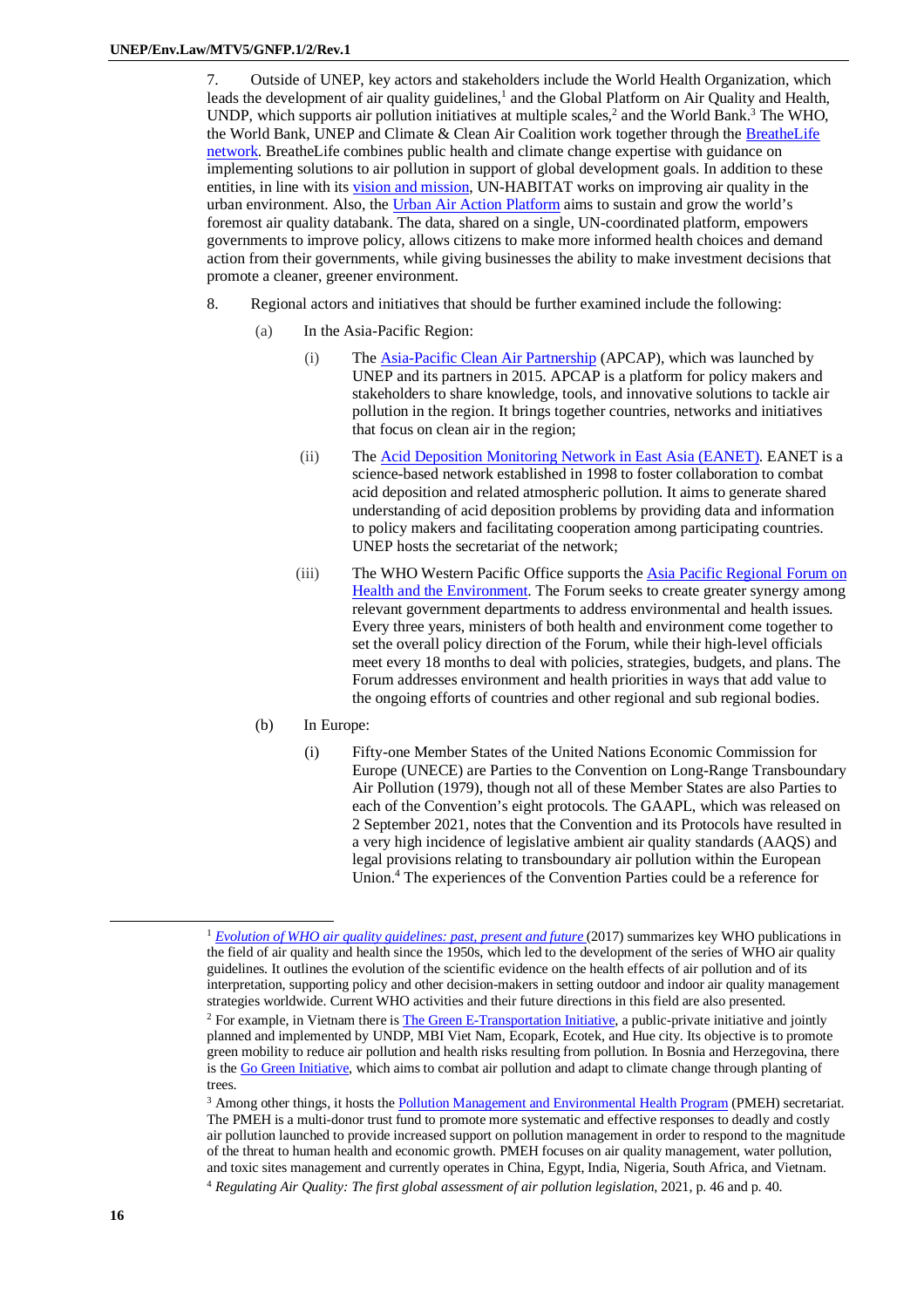7. Outside of UNEP, key actors and stakeholders include the World Health Organization, which leads the development of air quality guidelines,[1] and the Global Platform on Air Quality and Health, UNDP, which supports air pollution initiatives at multiple scales,[2] and the World Bank.[3] The WHO, the World Bank, UNEP and Climate & Clean Air Coalition work together through the BreatheLife network. BreatheLife combines public health and climate change expertise with guidance on implementing solutions to air pollution in support of global development goals. In addition to these entities, in line with its vision and mission, UN-HABITAT works on improving air quality in the urban environment. Also, the Urban Air Action Platform aims to sustain and grow the world's foremost air quality databank. The data, shared on a single, UN-coordinated platform, empowers governments to improve policy, allows citizens to make more informed health choices and demand action from their governments, while giving businesses the ability to make investment decisions that promote a cleaner, greener environment.

8. Regional actors and initiatives that should be further examined include the following:

(a) In the Asia-Pacific Region:

(i) The Asia-Pacific Clean Air Partnership (APCAP), which was launched by UNEP and its partners in 2015. APCAP is a platform for policy makers and stakeholders to share knowledge, tools, and innovative solutions to tackle air pollution in the region. It brings together countries, networks and initiatives that focus on clean air in the region;

(ii) The Acid Deposition Monitoring Network in East Asia (EANET). EANET is a science-based network established in 1998 to foster collaboration to combat acid deposition and related atmospheric pollution. It aims to generate shared understanding of acid deposition problems by providing data and information to policy makers and facilitating cooperation among participating countries. UNEP hosts the secretariat of the network;

(iii) The WHO Western Pacific Office supports the Asia Pacific Regional Forum on Health and the Environment. The Forum seeks to create greater synergy among relevant government departments to address environmental and health issues. Every three years, ministers of both health and environment come together to set the overall policy direction of the Forum, while their high-level officials meet every 18 months to deal with policies, strategies, budgets, and plans. The Forum addresses environment and health priorities in ways that add value to the ongoing efforts of countries and other regional and sub regional bodies.

(b) In Europe:

(i) Fifty-one Member States of the United Nations Economic Commission for Europe (UNECE) are Parties to the Convention on Long-Range Transboundary Air Pollution (1979), though not all of these Member States are also Parties to each of the Convention's eight protocols. The GAAPL, which was released on 2 September 2021, notes that the Convention and its Protocols have resulted in a very high incidence of legislative ambient air quality standards (AAQS) and legal provisions relating to transboundary air pollution within the European Union.[4] The experiences of the Convention Parties could be a reference for

---

[1] *Evolution of WHO air quality guidelines: past, present and future* (2017) summarizes key WHO publications in the field of air quality and health since the 1950s, which led to the development of the series of WHO air quality guidelines. It outlines the evolution of the scientific evidence on the health effects of air pollution and of its interpretation, supporting policy and other decision-makers in setting outdoor and indoor air quality management strategies worldwide. Current WHO activities and their future directions in this field are also presented.

[2] For example, in Vietnam there is The Green E-Transportation Initiative, a public-private initiative and jointly planned and implemented by UNDP, MBI Viet Nam, Ecopark, Ecotek, and Hue city. Its objective is to promote green mobility to reduce air pollution and health risks resulting from pollution. In Bosnia and Herzegovina, there is the Go Green Initiative, which aims to combat air pollution and adapt to climate change through planting of trees.

[3] Among other things, it hosts the Pollution Management and Environmental Health Program (PMEH) secretariat. The PMEH is a multi-donor trust fund to promote more systematic and effective responses to deadly and costly air pollution launched to provide increased support on pollution management in order to respond to the magnitude of the threat to human health and economic growth. PMEH focuses on air quality management, water pollution, and toxic sites management and currently operates in China, Egypt, India, Nigeria, South Africa, and Vietnam.

[4] *Regulating Air Quality: The first global assessment of air pollution legislation*, 2021, p. 46 and p. 40.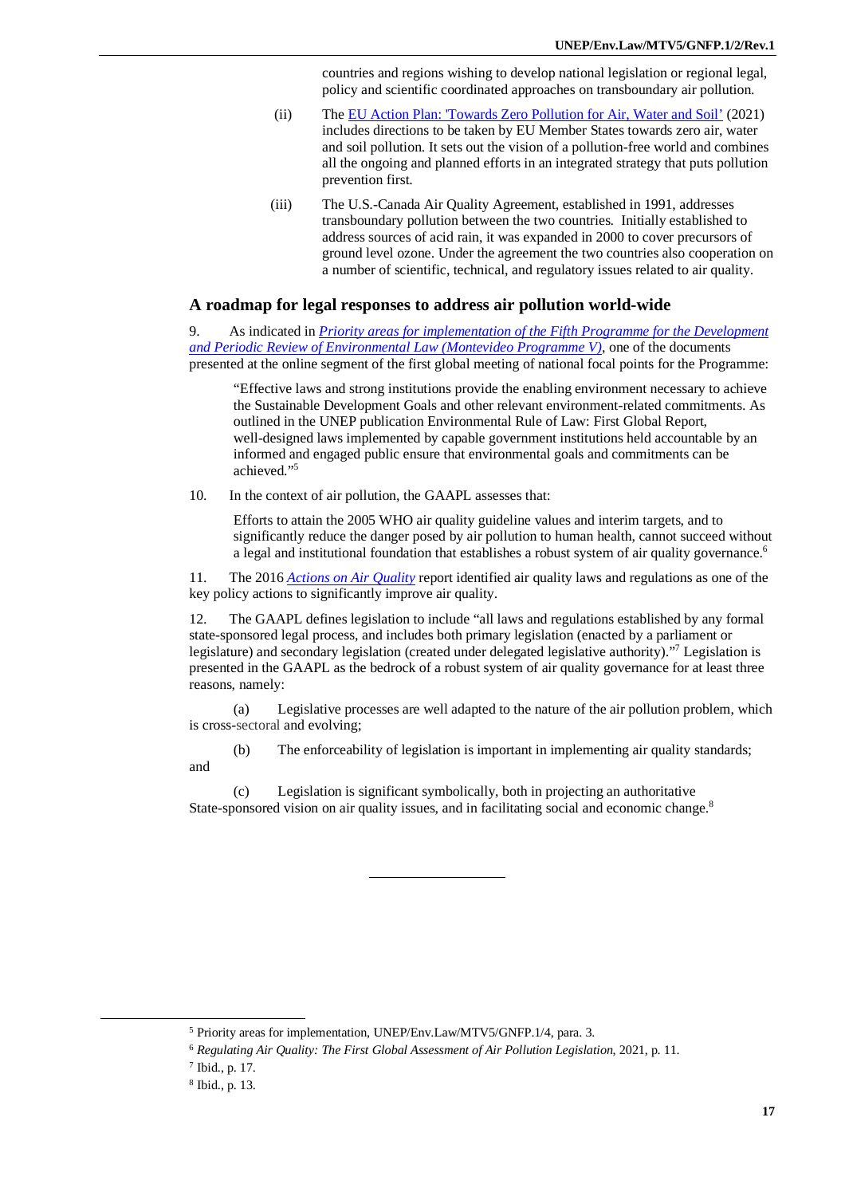countries and regions wishing to develop national legislation or regional legal, policy and scientific coordinated approaches on transboundary air pollution.

(ii) The EU Action Plan: 'Towards Zero Pollution for Air, Water and Soil' (2021) includes directions to be taken by EU Member States towards zero air, water and soil pollution. It sets out the vision of a pollution-free world and combines all the ongoing and planned efforts in an integrated strategy that puts pollution prevention first.

(iii) The U.S.-Canada Air Quality Agreement, established in 1991, addresses transboundary pollution between the two countries. Initially established to address sources of acid rain, it was expanded in 2000 to cover precursors of ground level ozone. Under the agreement the two countries also cooperation on a number of scientific, technical, and regulatory issues related to air quality.

## A roadmap for legal responses to address air pollution world-wide

9. As indicated in *Priority areas for implementation of the Fifth Programme for the Development and Periodic Review of Environmental Law (Montevideo Programme V)*, one of the documents presented at the online segment of the first global meeting of national focal points for the Programme:

> "Effective laws and strong institutions provide the enabling environment necessary to achieve the Sustainable Development Goals and other relevant environment-related commitments. As outlined in the UNEP publication Environmental Rule of Law: First Global Report, well-designed laws implemented by capable government institutions held accountable by an informed and engaged public ensure that environmental goals and commitments can be achieved."[5]

10. In the context of air pollution, the GAAPL assesses that:

> Efforts to attain the 2005 WHO air quality guideline values and interim targets, and to significantly reduce the danger posed by air pollution to human health, cannot succeed without a legal and institutional foundation that establishes a robust system of air quality governance.[6]

11. The 2016 *Actions on Air Quality* report identified air quality laws and regulations as one of the key policy actions to significantly improve air quality.

12. The GAAPL defines legislation to include "all laws and regulations established by any formal state-sponsored legal process, and includes both primary legislation (enacted by a parliament or legislature) and secondary legislation (created under delegated legislative authority)."[7] Legislation is presented in the GAAPL as the bedrock of a robust system of air quality governance for at least three reasons, namely:

(a) Legislative processes are well adapted to the nature of the air pollution problem, which is cross-sectoral and evolving;

(b) The enforceability of legislation is important in implementing air quality standards; and

(c) Legislation is significant symbolically, both in projecting an authoritative State-sponsored vision on air quality issues, and in facilitating social and economic change.[8]

---

[5] Priority areas for implementation, UNEP/Env.Law/MTV5/GNFP.1/4, para. 3.

[6] *Regulating Air Quality: The First Global Assessment of Air Pollution Legislation*, 2021, p. 11.

[7] Ibid., p. 17.

[8] Ibid., p. 13.